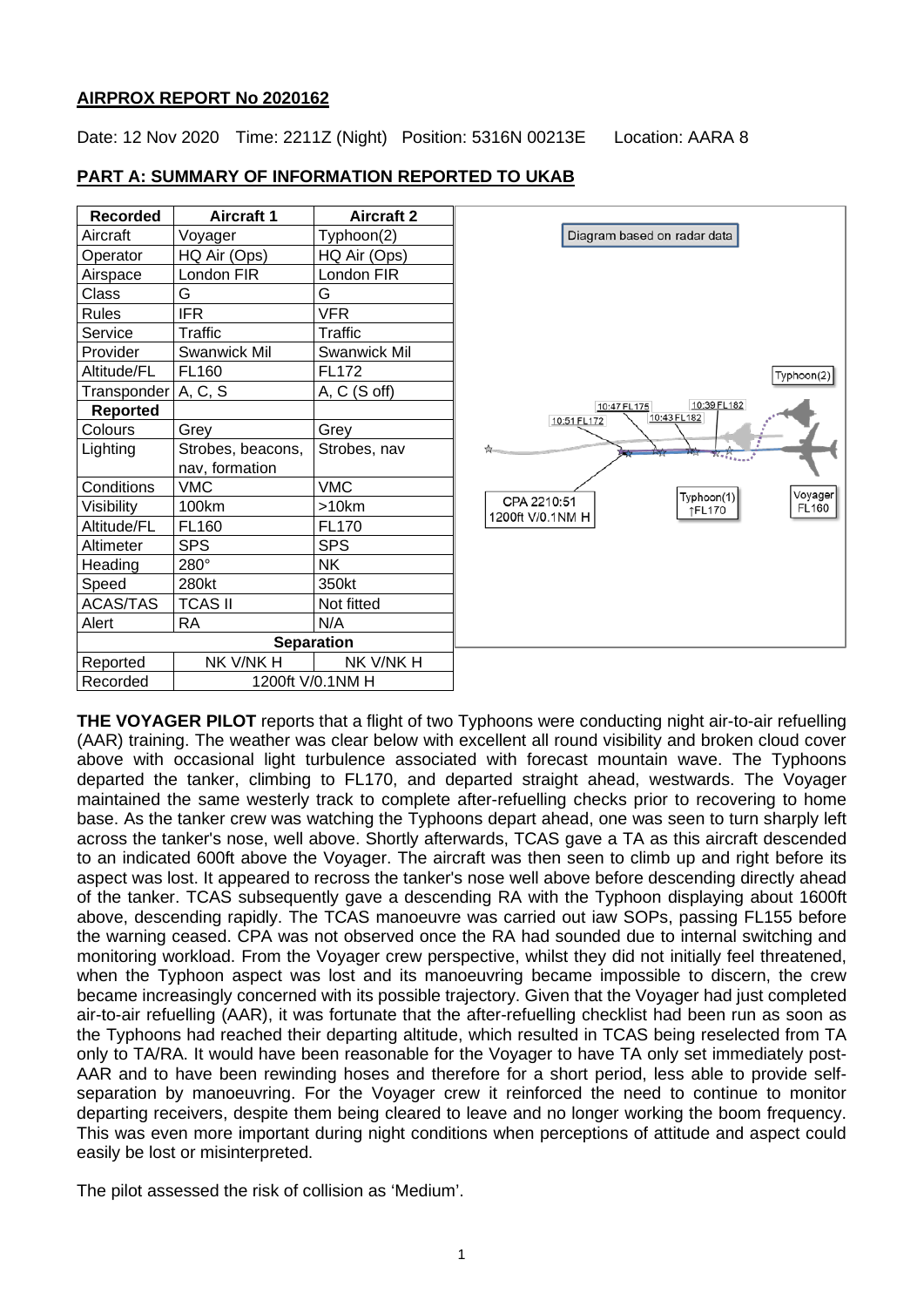## AIRPROX REPORT No 2020162

Date: 12 Nov 2020 Time: 2211Z (Night) Position: 5316N 00213E Location: AARA 8

## PART A: SUMMARY OF INFORMATION REPORTED TO UKAB

| Recorded | Aircraft 1 | Aircraft 2 |
|---|---|---|
| Aircraft | Voyager | Typhoon(2) |
| Operator | HQ Air (Ops) | HQ Air (Ops) |
| Airspace | London FIR | London FIR |
| Class | G | G |
| Rules | IFR | VFR |
| Service | Traffic | Traffic |
| Provider | Swanwick Mil | Swanwick Mil |
| Altitude/FL | FL160 | FL172 |
| Transponder | A, C, S | A, C (S off) |
| **Reported** | | |
| Colours | Grey | Grey |
| Lighting | Strobes, beacons, nav, formation | Strobes, nav |
| Conditions | VMC | VMC |
| Visibility | 100km | >10km |
| Altitude/FL | FL160 | FL170 |
| Altimeter | SPS | SPS |
| Heading | 280° | NK |
| Speed | 280kt | 350kt |
| ACAS/TAS | TCAS II | Not fitted |
| Alert | RA | N/A |
| **Separation** | | |
| Reported | NK V/NK H | NK V/NK H |
| Recorded | 1200ft V/0.1NM H | |

Diagram based on radar data

Typhoon(2)

10:39 FL182
10:43 FL182
10:47 FL175
10:51 FL172

CPA 2210:51
1200ft V/0.1NM H

Typhoon(1) ↑FL170

Voyager FL160

**THE VOYAGER PILOT** reports that a flight of two Typhoons were conducting night air-to-air refuelling (AAR) training. The weather was clear below with excellent all round visibility and broken cloud cover above with occasional light turbulence associated with forecast mountain wave. The Typhoons departed the tanker, climbing to FL170, and departed straight ahead, westwards. The Voyager maintained the same westerly track to complete after-refuelling checks prior to recovering to home base. As the tanker crew was watching the Typhoons depart ahead, one was seen to turn sharply left across the tanker's nose, well above. Shortly afterwards, TCAS gave a TA as this aircraft descended to an indicated 600ft above the Voyager. The aircraft was then seen to climb up and right before its aspect was lost. It appeared to recross the tanker's nose well above before descending directly ahead of the tanker. TCAS subsequently gave a descending RA with the Typhoon displaying about 1600ft above, descending rapidly. The TCAS manoeuvre was carried out iaw SOPs, passing FL155 before the warning ceased. CPA was not observed once the RA had sounded due to internal switching and monitoring workload. From the Voyager crew perspective, whilst they did not initially feel threatened, when the Typhoon aspect was lost and its manoeuvring became impossible to discern, the crew became increasingly concerned with its possible trajectory. Given that the Voyager had just completed air-to-air refuelling (AAR), it was fortunate that the after-refuelling checklist had been run as soon as the Typhoons had reached their departing altitude, which resulted in TCAS being reselected from TA only to TA/RA. It would have been reasonable for the Voyager to have TA only set immediately post-AAR and to have been rewinding hoses and therefore for a short period, less able to provide self-separation by manoeuvring. For the Voyager crew it reinforced the need to continue to monitor departing receivers, despite them being cleared to leave and no longer working the boom frequency. This was even more important during night conditions when perceptions of attitude and aspect could easily be lost or misinterpreted.

The pilot assessed the risk of collision as 'Medium'.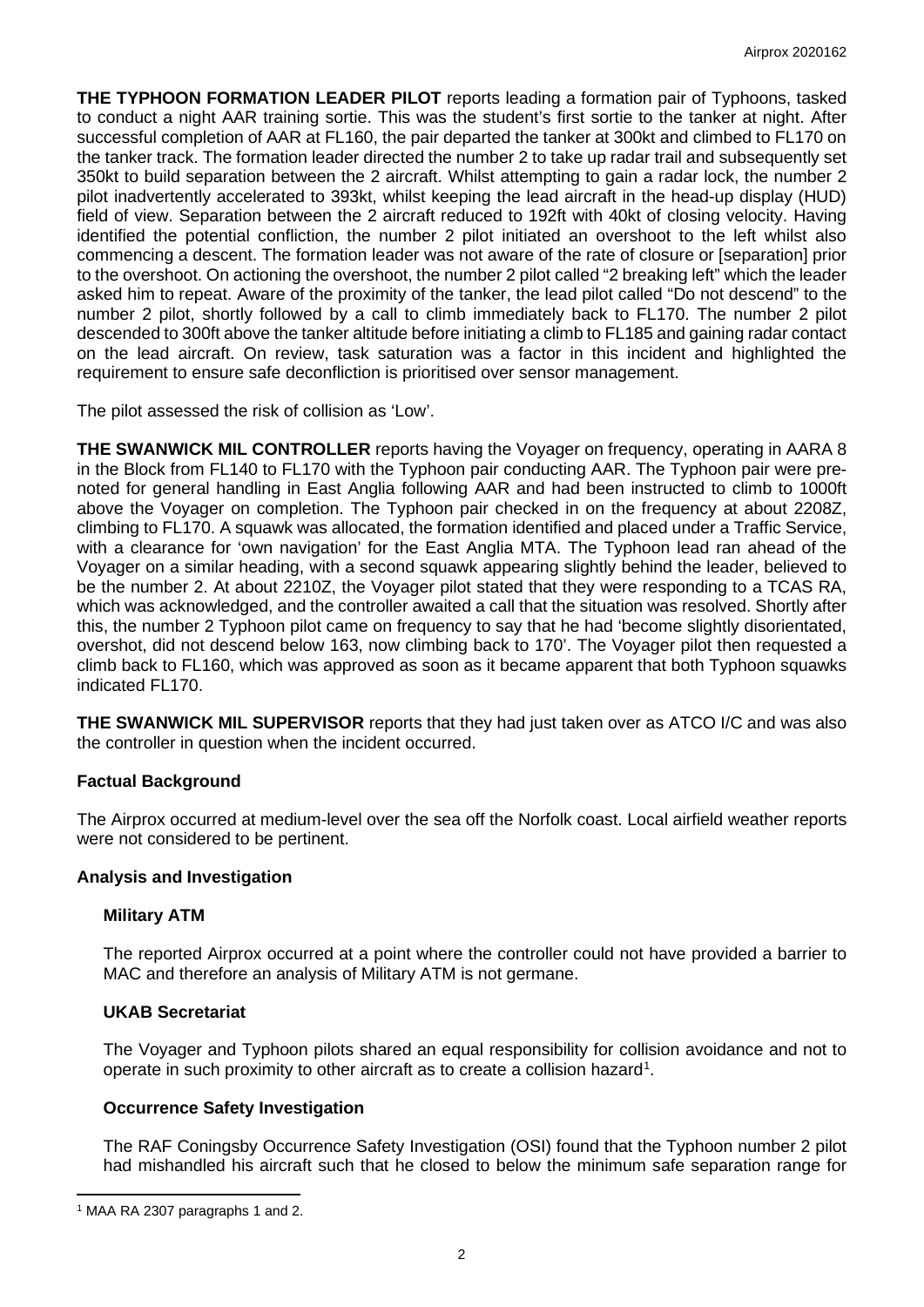**THE TYPHOON FORMATION LEADER PILOT** reports leading a formation pair of Typhoons, tasked to conduct a night AAR training sortie. This was the student's first sortie to the tanker at night. After successful completion of AAR at FL160, the pair departed the tanker at 300kt and climbed to FL170 on the tanker track. The formation leader directed the number 2 to take up radar trail and subsequently set 350kt to build separation between the 2 aircraft. Whilst attempting to gain a radar lock, the number 2 pilot inadvertently accelerated to 393kt, whilst keeping the lead aircraft in the head-up display (HUD) field of view. Separation between the 2 aircraft reduced to 192ft with 40kt of closing velocity. Having identified the potential confliction, the number 2 pilot initiated an overshoot to the left whilst also commencing a descent. The formation leader was not aware of the rate of closure or [separation] prior to the overshoot. On actioning the overshoot, the number 2 pilot called "2 breaking left" which the leader asked him to repeat. Aware of the proximity of the tanker, the lead pilot called "Do not descend" to the number 2 pilot, shortly followed by a call to climb immediately back to FL170. The number 2 pilot descended to 300ft above the tanker altitude before initiating a climb to FL185 and gaining radar contact on the lead aircraft. On review, task saturation was a factor in this incident and highlighted the requirement to ensure safe deconfliction is prioritised over sensor management.

The pilot assessed the risk of collision as 'Low'.

**THE SWANWICK MIL CONTROLLER** reports having the Voyager on frequency, operating in AARA 8 in the Block from FL140 to FL170 with the Typhoon pair conducting AAR. The Typhoon pair were pre-noted for general handling in East Anglia following AAR and had been instructed to climb to 1000ft above the Voyager on completion. The Typhoon pair checked in on the frequency at about 2208Z, climbing to FL170. A squawk was allocated, the formation identified and placed under a Traffic Service, with a clearance for 'own navigation' for the East Anglia MTA. The Typhoon lead ran ahead of the Voyager on a similar heading, with a second squawk appearing slightly behind the leader, believed to be the number 2. At about 2210Z, the Voyager pilot stated that they were responding to a TCAS RA, which was acknowledged, and the controller awaited a call that the situation was resolved. Shortly after this, the number 2 Typhoon pilot came on frequency to say that he had 'become slightly disorientated, overshot, did not descend below 163, now climbing back to 170'. The Voyager pilot then requested a climb back to FL160, which was approved as soon as it became apparent that both Typhoon squawks indicated FL170.

**THE SWANWICK MIL SUPERVISOR** reports that they had just taken over as ATCO I/C and was also the controller in question when the incident occurred.

## Factual Background

The Airprox occurred at medium-level over the sea off the Norfolk coast. Local airfield weather reports were not considered to be pertinent.

## Analysis and Investigation

### Military ATM

The reported Airprox occurred at a point where the controller could not have provided a barrier to MAC and therefore an analysis of Military ATM is not germane.

### UKAB Secretariat

The Voyager and Typhoon pilots shared an equal responsibility for collision avoidance and not to operate in such proximity to other aircraft as to create a collision hazard[1].

### Occurrence Safety Investigation

The RAF Coningsby Occurrence Safety Investigation (OSI) found that the Typhoon number 2 pilot had mishandled his aircraft such that he closed to below the minimum safe separation range for

---

[1] MAA RA 2307 paragraphs 1 and 2.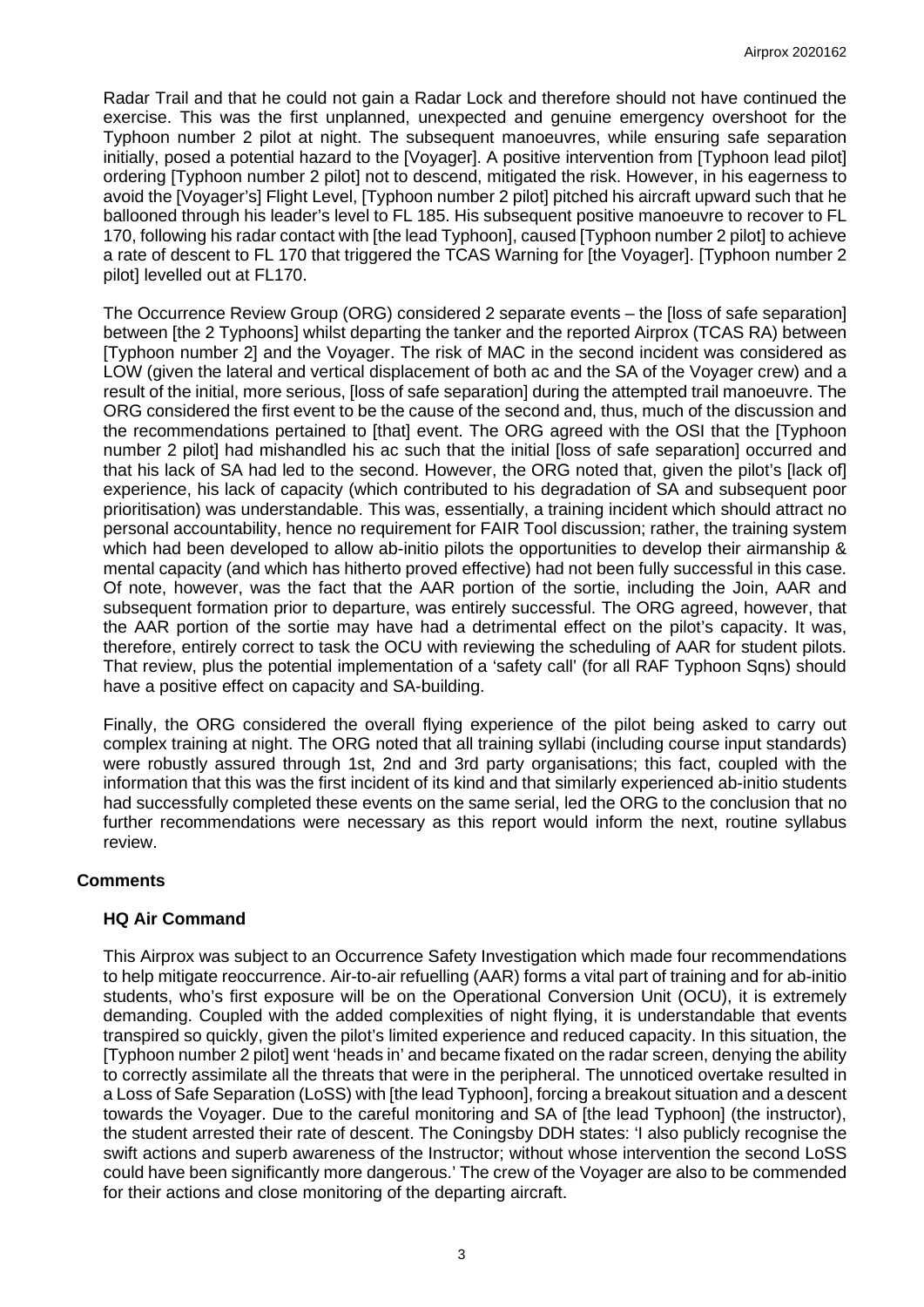Radar Trail and that he could not gain a Radar Lock and therefore should not have continued the exercise. This was the first unplanned, unexpected and genuine emergency overshoot for the Typhoon number 2 pilot at night. The subsequent manoeuvres, while ensuring safe separation initially, posed a potential hazard to the [Voyager]. A positive intervention from [Typhoon lead pilot] ordering [Typhoon number 2 pilot] not to descend, mitigated the risk. However, in his eagerness to avoid the [Voyager's] Flight Level, [Typhoon number 2 pilot] pitched his aircraft upward such that he ballooned through his leader's level to FL 185. His subsequent positive manoeuvre to recover to FL 170, following his radar contact with [the lead Typhoon], caused [Typhoon number 2 pilot] to achieve a rate of descent to FL 170 that triggered the TCAS Warning for [the Voyager]. [Typhoon number 2 pilot] levelled out at FL170.

The Occurrence Review Group (ORG) considered 2 separate events – the [loss of safe separation] between [the 2 Typhoons] whilst departing the tanker and the reported Airprox (TCAS RA) between [Typhoon number 2] and the Voyager. The risk of MAC in the second incident was considered as LOW (given the lateral and vertical displacement of both ac and the SA of the Voyager crew) and a result of the initial, more serious, [loss of safe separation] during the attempted trail manoeuvre. The ORG considered the first event to be the cause of the second and, thus, much of the discussion and the recommendations pertained to [that] event. The ORG agreed with the OSI that the [Typhoon number 2 pilot] had mishandled his ac such that the initial [loss of safe separation] occurred and that his lack of SA had led to the second. However, the ORG noted that, given the pilot's [lack of] experience, his lack of capacity (which contributed to his degradation of SA and subsequent poor prioritisation) was understandable. This was, essentially, a training incident which should attract no personal accountability, hence no requirement for FAIR Tool discussion; rather, the training system which had been developed to allow ab-initio pilots the opportunities to develop their airmanship & mental capacity (and which has hitherto proved effective) had not been fully successful in this case. Of note, however, was the fact that the AAR portion of the sortie, including the Join, AAR and subsequent formation prior to departure, was entirely successful. The ORG agreed, however, that the AAR portion of the sortie may have had a detrimental effect on the pilot's capacity. It was, therefore, entirely correct to task the OCU with reviewing the scheduling of AAR for student pilots. That review, plus the potential implementation of a 'safety call' (for all RAF Typhoon Sqns) should have a positive effect on capacity and SA-building.

Finally, the ORG considered the overall flying experience of the pilot being asked to carry out complex training at night. The ORG noted that all training syllabi (including course input standards) were robustly assured through 1st, 2nd and 3rd party organisations; this fact, coupled with the information that this was the first incident of its kind and that similarly experienced ab-initio students had successfully completed these events on the same serial, led the ORG to the conclusion that no further recommendations were necessary as this report would inform the next, routine syllabus review.

## Comments

### HQ Air Command

This Airprox was subject to an Occurrence Safety Investigation which made four recommendations to help mitigate reoccurrence. Air-to-air refuelling (AAR) forms a vital part of training and for ab-initio students, who's first exposure will be on the Operational Conversion Unit (OCU), it is extremely demanding. Coupled with the added complexities of night flying, it is understandable that events transpired so quickly, given the pilot's limited experience and reduced capacity. In this situation, the [Typhoon number 2 pilot] went 'heads in' and became fixated on the radar screen, denying the ability to correctly assimilate all the threats that were in the peripheral. The unnoticed overtake resulted in a Loss of Safe Separation (LoSS) with [the lead Typhoon], forcing a breakout situation and a descent towards the Voyager. Due to the careful monitoring and SA of [the lead Typhoon] (the instructor), the student arrested their rate of descent. The Coningsby DDH states: 'I also publicly recognise the swift actions and superb awareness of the Instructor; without whose intervention the second LoSS could have been significantly more dangerous.' The crew of the Voyager are also to be commended for their actions and close monitoring of the departing aircraft.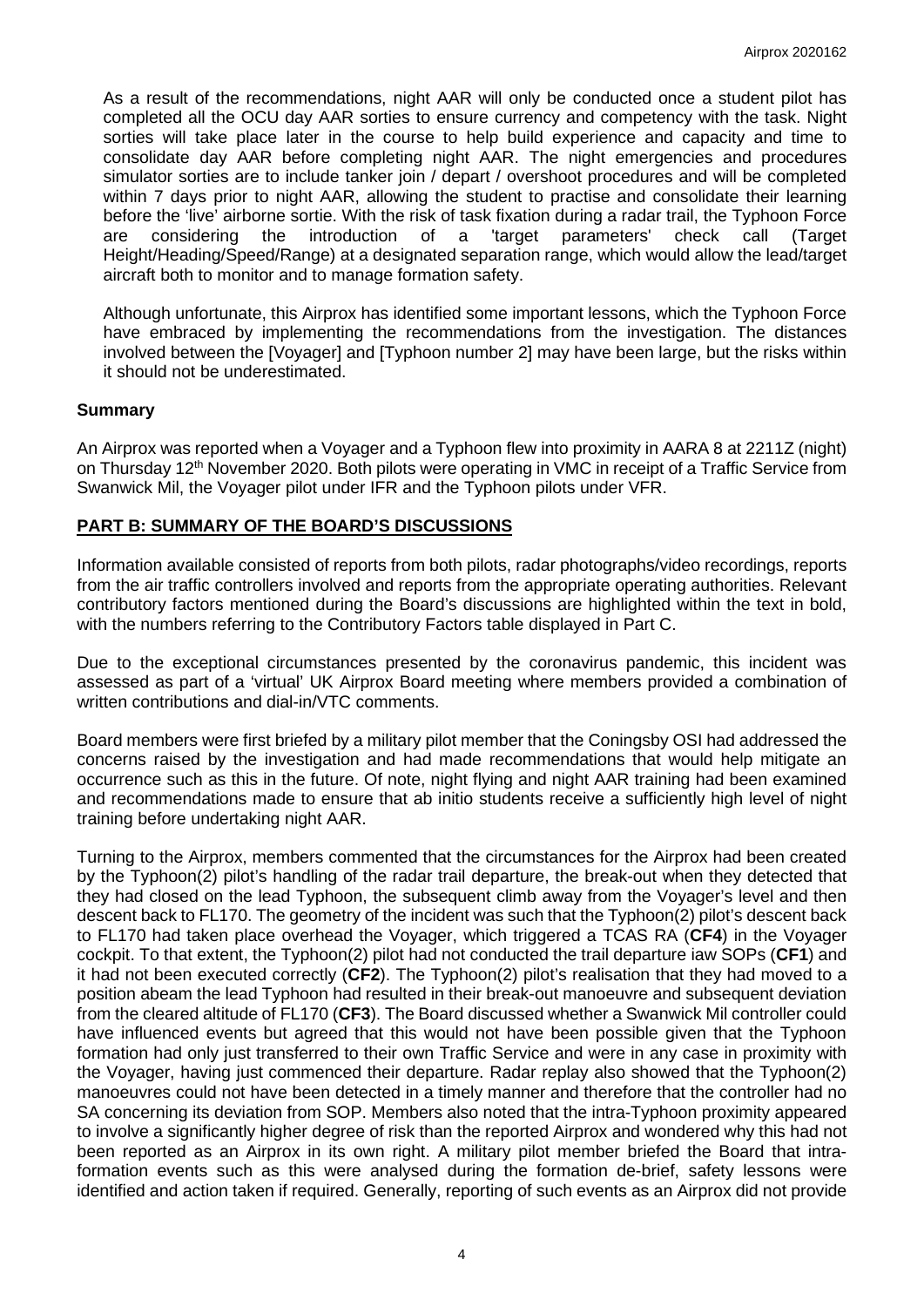As a result of the recommendations, night AAR will only be conducted once a student pilot has completed all the OCU day AAR sorties to ensure currency and competency with the task. Night sorties will take place later in the course to help build experience and capacity and time to consolidate day AAR before completing night AAR. The night emergencies and procedures simulator sorties are to include tanker join / depart / overshoot procedures and will be completed within 7 days prior to night AAR, allowing the student to practise and consolidate their learning before the 'live' airborne sortie. With the risk of task fixation during a radar trail, the Typhoon Force are considering the introduction of a 'target parameters' check call (Target Height/Heading/Speed/Range) at a designated separation range, which would allow the lead/target aircraft both to monitor and to manage formation safety.

Although unfortunate, this Airprox has identified some important lessons, which the Typhoon Force have embraced by implementing the recommendations from the investigation. The distances involved between the [Voyager] and [Typhoon number 2] may have been large, but the risks within it should not be underestimated.

## Summary

An Airprox was reported when a Voyager and a Typhoon flew into proximity in AARA 8 at 2211Z (night) on Thursday 12th November 2020. Both pilots were operating in VMC in receipt of a Traffic Service from Swanwick Mil, the Voyager pilot under IFR and the Typhoon pilots under VFR.

## PART B: SUMMARY OF THE BOARD'S DISCUSSIONS

Information available consisted of reports from both pilots, radar photographs/video recordings, reports from the air traffic controllers involved and reports from the appropriate operating authorities. Relevant contributory factors mentioned during the Board's discussions are highlighted within the text in bold, with the numbers referring to the Contributory Factors table displayed in Part C.

Due to the exceptional circumstances presented by the coronavirus pandemic, this incident was assessed as part of a 'virtual' UK Airprox Board meeting where members provided a combination of written contributions and dial-in/VTC comments.

Board members were first briefed by a military pilot member that the Coningsby OSI had addressed the concerns raised by the investigation and had made recommendations that would help mitigate an occurrence such as this in the future. Of note, night flying and night AAR training had been examined and recommendations made to ensure that ab initio students receive a sufficiently high level of night training before undertaking night AAR.

Turning to the Airprox, members commented that the circumstances for the Airprox had been created by the Typhoon(2) pilot's handling of the radar trail departure, the break-out when they detected that they had closed on the lead Typhoon, the subsequent climb away from the Voyager's level and then descent back to FL170. The geometry of the incident was such that the Typhoon(2) pilot's descent back to FL170 had taken place overhead the Voyager, which triggered a TCAS RA (**CF4**) in the Voyager cockpit. To that extent, the Typhoon(2) pilot had not conducted the trail departure iaw SOPs (**CF1**) and it had not been executed correctly (**CF2**). The Typhoon(2) pilot's realisation that they had moved to a position abeam the lead Typhoon had resulted in their break-out manoeuvre and subsequent deviation from the cleared altitude of FL170 (**CF3**). The Board discussed whether a Swanwick Mil controller could have influenced events but agreed that this would not have been possible given that the Typhoon formation had only just transferred to their own Traffic Service and were in any case in proximity with the Voyager, having just commenced their departure. Radar replay also showed that the Typhoon(2) manoeuvres could not have been detected in a timely manner and therefore that the controller had no SA concerning its deviation from SOP. Members also noted that the intra-Typhoon proximity appeared to involve a significantly higher degree of risk than the reported Airprox and wondered why this had not been reported as an Airprox in its own right. A military pilot member briefed the Board that intra-formation events such as this were analysed during the formation de-brief, safety lessons were identified and action taken if required. Generally, reporting of such events as an Airprox did not provide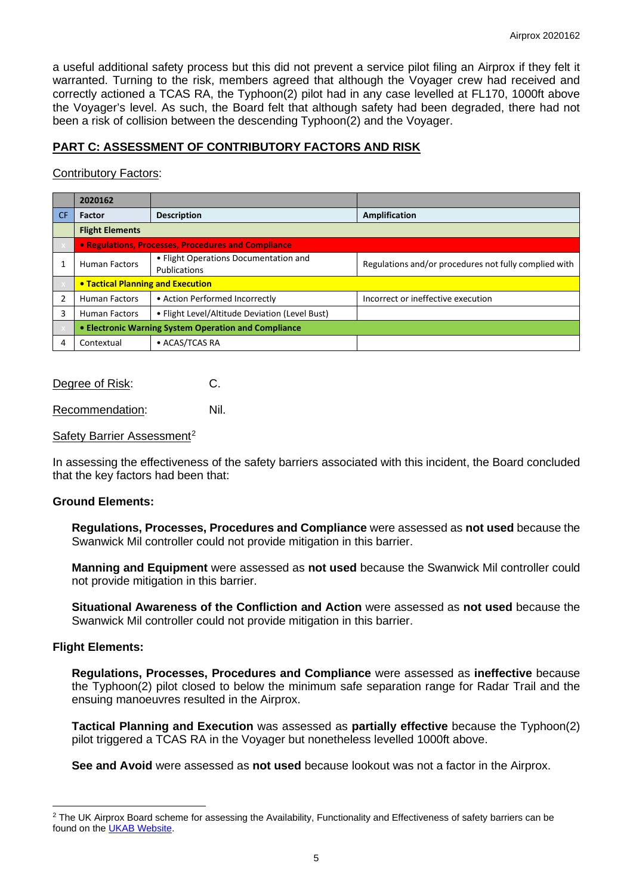a useful additional safety process but this did not prevent a service pilot filing an Airprox if they felt it warranted. Turning to the risk, members agreed that although the Voyager crew had received and correctly actioned a TCAS RA, the Typhoon(2) pilot had in any case levelled at FL170, 1000ft above the Voyager's level. As such, the Board felt that although safety had been degraded, there had not been a risk of collision between the descending Typhoon(2) and the Voyager.

## PART C: ASSESSMENT OF CONTRIBUTORY FACTORS AND RISK

Contributory Factors:

| | 2020162 | | |
|---|---|---|---|
| CF | Factor | Description | Amplification |
| | **Flight Elements** | | |
| | **• Regulations, Processes, Procedures and Compliance** | | |
| 1 | Human Factors | • Flight Operations Documentation and Publications | Regulations and/or procedures not fully complied with |
| | **• Tactical Planning and Execution** | | |
| 2 | Human Factors | • Action Performed Incorrectly | Incorrect or ineffective execution |
| 3 | Human Factors | • Flight Level/Altitude Deviation (Level Bust) | |
| | **• Electronic Warning System Operation and Compliance** | | |
| 4 | Contextual | • ACAS/TCAS RA | |

Degree of Risk: C.

Recommendation: Nil.

Safety Barrier Assessment[2]

In assessing the effectiveness of the safety barriers associated with this incident, the Board concluded that the key factors had been that:

**Ground Elements:**

**Regulations, Processes, Procedures and Compliance** were assessed as **not used** because the Swanwick Mil controller could not provide mitigation in this barrier.

**Manning and Equipment** were assessed as **not used** because the Swanwick Mil controller could not provide mitigation in this barrier.

**Situational Awareness of the Confliction and Action** were assessed as **not used** because the Swanwick Mil controller could not provide mitigation in this barrier.

**Flight Elements:**

**Regulations, Processes, Procedures and Compliance** were assessed as **ineffective** because the Typhoon(2) pilot closed to below the minimum safe separation range for Radar Trail and the ensuing manoeuvres resulted in the Airprox.

**Tactical Planning and Execution** was assessed as **partially effective** because the Typhoon(2) pilot triggered a TCAS RA in the Voyager but nonetheless levelled 1000ft above.

**See and Avoid** were assessed as **not used** because lookout was not a factor in the Airprox.

[2] The UK Airprox Board scheme for assessing the Availability, Functionality and Effectiveness of safety barriers can be found on the UKAB Website.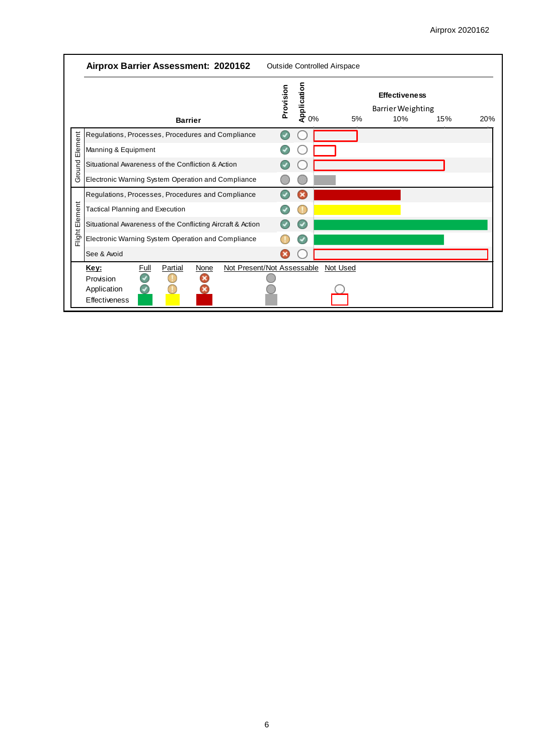**Airprox Barrier Assessment: 2020162** Outside Controlled Airspace

Barrier

Provision

Application

Effectiveness

Barrier Weighting

0% 5% 10% 15% 20%

Ground Element

Regulations, Processes, Procedures and Compliance

Manning & Equipment

Situational Awareness of the Confliction & Action

Electronic Warning System Operation and Compliance

Flight Element

Regulations, Processes, Procedures and Compliance

Tactical Planning and Execution

Situational Awareness of the Conflicting Aircraft & Action

Electronic Warning System Operation and Compliance

See & Avoid

**Key:** Full Partial None Not Present/Not Assessable Not Used

Provision

Application

Effectiveness